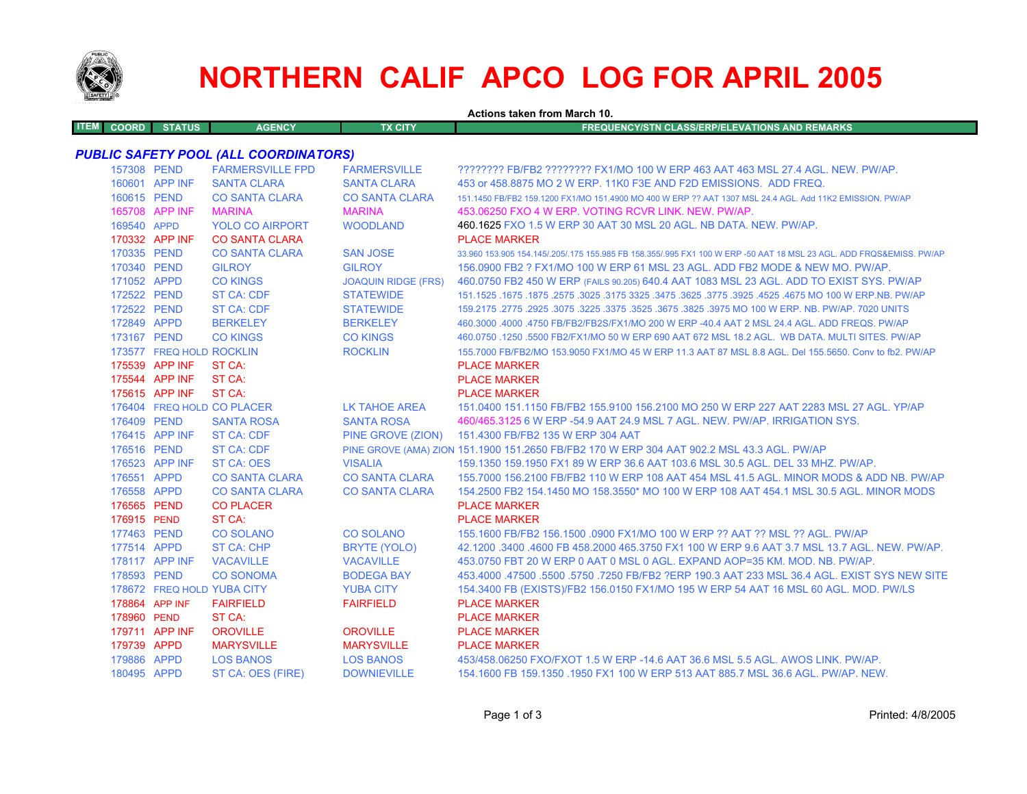# NORTHERN CALIF APCO LOG FOR APRIL 2005

**Actions taken from March 10.**

| ITEM | COORD | STATUS | AGENCY | TX CITY | FREQUENCY/STN CLASS/ERP/ELEVATIONS AND REMARKS |
|---|---|---|---|---|---|

### *PUBLIC SAFETY POOL (ALL COORDINATORS)*

| ITEM | COORD | STATUS | AGENCY | TX CITY | FREQUENCY/STN CLASS/ERP/ELEVATIONS AND REMARKS |
|---|---|---|---|---|---|
| | 157308 | PEND | FARMERSVILLE FPD | FARMERSVILLE | ???????? FB/FB2 ???????? FX1/MO 100 W ERP 463 AAT 463 MSL 27.4 AGL. NEW. PW/AP. |
| | 160601 | APP INF | SANTA CLARA | SANTA CLARA | 453 or 458.8875 MO 2 W ERP. 11K0 F3E AND F2D EMISSIONS. ADD FREQ. |
| | 160615 | PEND | CO SANTA CLARA | CO SANTA CLARA | 151.1450 FB/FB2 159.1200 FX1/MO 151.4900 MO 400 W ERP ?? AAT 1307 MSL 24.4 AGL. Add 11K2 EMISSION. PW/AP |
| | 165708 | APP INF | MARINA | MARINA | 453.06250 FXO 4 W ERP. VOTING RCVR LINK. NEW. PW/AP. |
| | 169540 | APPD | YOLO CO AIRPORT | WOODLAND | 460.1625 FXO 1.5 W ERP 30 AAT 30 MSL 20 AGL. NB DATA. NEW. PW/AP. |
| | 170332 | APP INF | CO SANTA CLARA | | PLACE MARKER |
| | 170335 | PEND | CO SANTA CLARA | SAN JOSE | 33.960 153.905 154.145/.205/.175 155.985 FB 158.355/.995 FX1 100 W ERP -50 AAT 18 MSL 23 AGL. ADD FRQS&EMISS. PW/AP |
| | 170340 | PEND | GILROY | GILROY | 156.0900 FB2 ? FX1/MO 100 W ERP 61 MSL 23 AGL. ADD FB2 MODE & NEW MO. PW/AP. |
| | 171052 | APPD | CO KINGS | JOAQUIN RIDGE (FRS) | 460.0750 FB2 450 W ERP (FAILS 90.205) 640.4 AAT 1083 MSL 23 AGL. ADD TO EXIST SYS. PW/AP |
| | 172522 | PEND | ST CA: CDF | STATEWIDE | 151.1525 .1675 .1875 .2575 .3025 .3175 3325 .3475 .3625 .3775 .3925 .4525 .4675 MO 100 W ERP.NB. PW/AP |
| | 172522 | PEND | ST CA: CDF | STATEWIDE | 159.2175 .2775 .2925 .3075 .3225 .3375 .3525 .3675 .3825 .3975 MO 100 W ERP. NB. PW/AP. 7020 UNITS |
| | 172849 | APPD | BERKELEY | BERKELEY | 460.3000 .4000 .4750 FB/FB2/FB2S/FX1/MO 200 W ERP -40.4 AAT 2 MSL 24.4 AGL. ADD FREQS. PW/AP |
| | 173167 | PEND | CO KINGS | CO KINGS | 460.0750 .1250 .5500 FB2/FX1/MO 50 W ERP 690 AAT 672 MSL 18.2 AGL. WB DATA. MULTI SITES. PW/AP |
| | 173577 | FREQ HOLD | ROCKLIN | ROCKLIN | 155.7000 FB/FB2/MO 153.9050 FX1/MO 45 W ERP 11.3 AAT 87 MSL 8.8 AGL. Del 155.5650. Conv to fb2. PW/AP |
| | 175539 | APP INF | ST CA: | | PLACE MARKER |
| | 175544 | APP INF | ST CA: | | PLACE MARKER |
| | 175615 | APP INF | ST CA: | | PLACE MARKER |
| | 176404 | FREQ HOLD | CO PLACER | LK TAHOE AREA | 151.0400 151.1150 FB/FB2 155.9100 156.2100 MO 250 W ERP 227 AAT 2283 MSL 27 AGL. YP/AP |
| | 176409 | PEND | SANTA ROSA | SANTA ROSA | 460/465.3125 6 W ERP -54.9 AAT 24.9 MSL 7 AGL. NEW. PW/AP. IRRIGATION SYS. |
| | 176415 | APP INF | ST CA: CDF | PINE GROVE (ZION) | 151.4300 FB/FB2 135 W ERP 304 AAT |
| | 176516 | PEND | ST CA: CDF | PINE GROVE (AMA) ZION | 151.1900 151.2650 FB/FB2 170 W ERP 304 AAT 902.2 MSL 43.3 AGL. PW/AP |
| | 176523 | APP INF | ST CA: OES | VISALIA | 159.1350 159.1950 FX1 89 W ERP 36.6 AAT 103.6 MSL 30.5 AGL. DEL 33 MHZ. PW/AP. |
| | 176551 | APPD | CO SANTA CLARA | CO SANTA CLARA | 155.7000 156.2100 FB/FB2 110 W ERP 108 AAT 454 MSL 41.5 AGL. MINOR MODS & ADD NB. PW/AP |
| | 176558 | APPD | CO SANTA CLARA | CO SANTA CLARA | 154.2500 FB2 154.1450 MO 158.3550* MO 100 W ERP 108 AAT 454.1 MSL 30.5 AGL. MINOR MODS |
| | 176565 | PEND | CO PLACER | | PLACE MARKER |
| | 176915 | PEND | ST CA: | | PLACE MARKER |
| | 177463 | PEND | CO SOLANO | CO SOLANO | 155.1600 FB/FB2 156.1500 .0900 FX1/MO 100 W ERP ?? AAT ?? MSL ?? AGL. PW/AP |
| | 177514 | APPD | ST CA: CHP | BRYTE (YOLO) | 42.1200 .3400 .4600 FB 458.2000 465.3750 FX1 100 W ERP 9.6 AAT 3.7 MSL 13.7 AGL. NEW. PW/AP. |
| | 178117 | APP INF | VACAVILLE | VACAVILLE | 453.0750 FBT 20 W ERP 0 AAT 0 MSL 0 AGL. EXPAND AOP=35 KM. MOD. NB. PW/AP. |
| | 178593 | PEND | CO SONOMA | BODEGA BAY | 453.4000 .47500 .5500 .5750 .7250 FB/FB2 ?ERP 190.3 AAT 233 MSL 36.4 AGL. EXIST SYS NEW SITE |
| | 178672 | FREQ HOLD | YUBA CITY | YUBA CITY | 154.3400 FB (EXISTS)/FB2 156.0150 FX1/MO 195 W ERP 54 AAT 16 MSL 60 AGL. MOD. PW/LS |
| | 178864 | APP INF | FAIRFIELD | FAIRFIELD | PLACE MARKER |
| | 178960 | PEND | ST CA: | | PLACE MARKER |
| | 179711 | APP INF | OROVILLE | OROVILLE | PLACE MARKER |
| | 179739 | APPD | MARYSVILLE | MARYSVILLE | PLACE MARKER |
| | 179886 | APPD | LOS BANOS | LOS BANOS | 453/458.06250 FXO/FXOT 1.5 W ERP -14.6 AAT 36.6 MSL 5.5 AGL. AWOS LINK. PW/AP. |
| | 180495 | APPD | ST CA: OES (FIRE) | DOWNIEVILLE | 154.1600 FB 159.1350 .1950 FX1 100 W ERP 513 AAT 885.7 MSL 36.6 AGL. PW/AP. NEW. |

Printed: 4/8/2005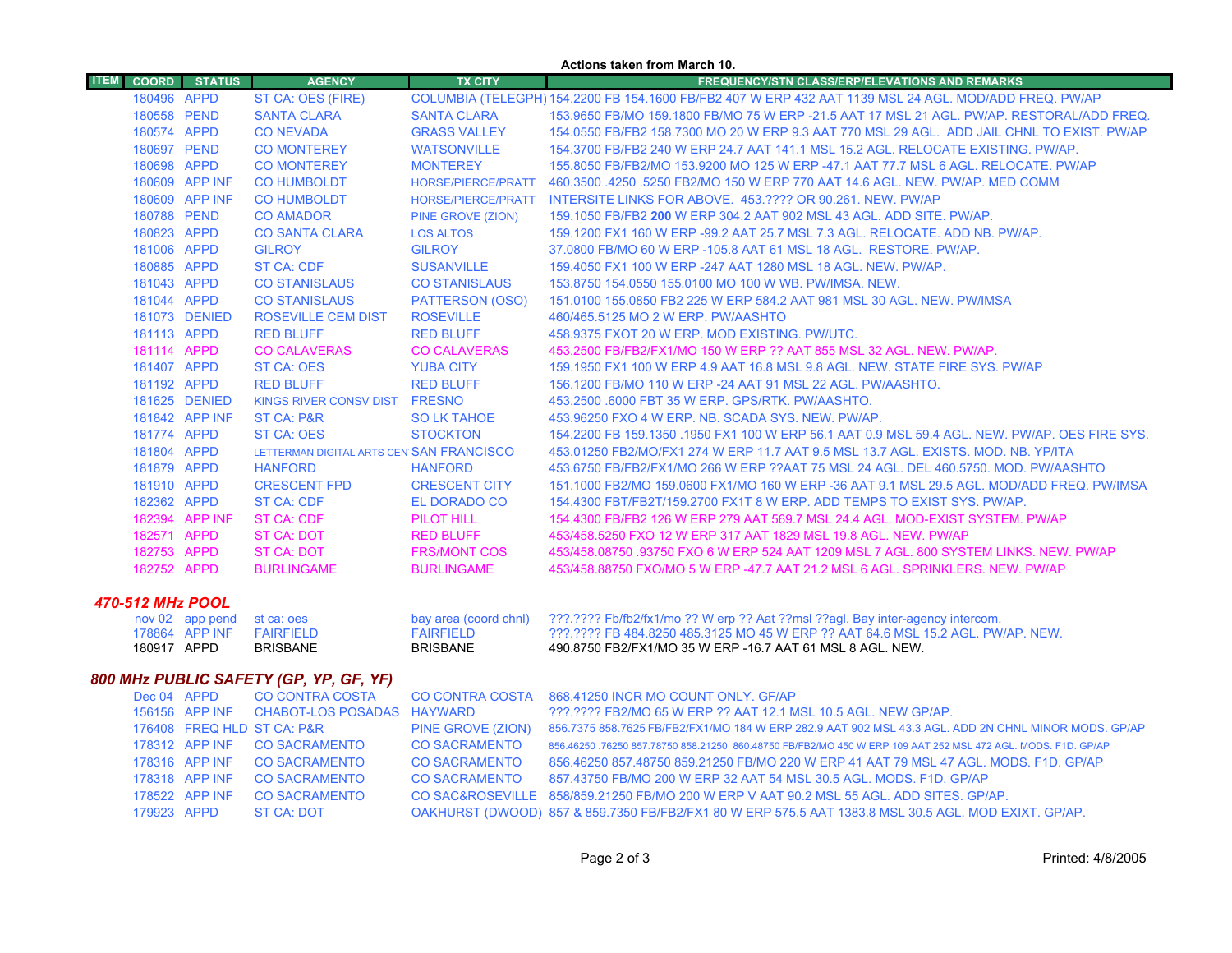**Actions taken from March 10.**

| ITEM | COORD | STATUS | AGENCY | TX CITY | FREQUENCY/STN CLASS/ERP/ELEVATIONS AND REMARKS |
|---|---|---|---|---|---|
| | 180496 | APPD | ST CA: OES (FIRE) | COLUMBIA (TELEGPH) | 154.2200 FB 154.1600 FB/FB2 407 W ERP 432 AAT 1139 MSL 24 AGL. MOD/ADD FREQ. PW/AP |
| | 180558 | PEND | SANTA CLARA | SANTA CLARA | 153.9650 FB/MO 159.1800 FB/MO 75 W ERP -21.5 AAT 17 MSL 21 AGL. PW/AP. RESTORAL/ADD FREQ. |
| | 180574 | APPD | CO NEVADA | GRASS VALLEY | 154.0550 FB/FB2 158.7300 MO 20 W ERP 9.3 AAT 770 MSL 29 AGL. ADD JAIL CHNL TO EXIST. PW/AP |
| | 180697 | PEND | CO MONTEREY | WATSONVILLE | 154.3700 FB/FB2 240 W ERP 24.7 AAT 141.1 MSL 15.2 AGL. RELOCATE EXISTING. PW/AP. |
| | 180698 | APPD | CO MONTEREY | MONTEREY | 155.8050 FB/FB2/MO 153.9200 MO 125 W ERP -47.1 AAT 77.7 MSL 6 AGL. RELOCATE. PW/AP |
| | 180609 | APP INF | CO HUMBOLDT | HORSE/PIERCE/PRATT | 460.3500 .4250 .5250 FB2/MO 150 W ERP 770 AAT 14.6 AGL. NEW. PW/AP. MED COMM |
| | 180609 | APP INF | CO HUMBOLDT | HORSE/PIERCE/PRATT | INTERSITE LINKS FOR ABOVE. 453.???? OR 90.261. NEW. PW/AP |
| | 180788 | PEND | CO AMADOR | PINE GROVE (ZION) | 159.1050 FB/FB2 **200** W ERP 304.2 AAT 902 MSL 43 AGL. ADD SITE. PW/AP. |
| | 180823 | APPD | CO SANTA CLARA | LOS ALTOS | 159.1200 FX1 160 W ERP 99.2 AAT 25.7 MSL 7.3 AGL. RELOCATE. ADD NB. PW/AP. |
| | 181006 | APPD | GILROY | GILROY | 37.0800 FB/MO 60 W ERP -105.8 AAT 61 MSL 18 AGL. RESTORE. PW/AP. |
| | 180885 | APPD | ST CA: CDF | SUSANVILLE | 159.4050 FX1 100 W ERP -247 AAT 1280 MSL 18 AGL. NEW. PW/AP. |
| | 181043 | APPD | CO STANISLAUS | CO STANISLAUS | 153.8750 154.0550 155.0100 MO 100 W WB. PW/IMSA. NEW. |
| | 181044 | APPD | CO STANISLAUS | PATTERSON (OSO) | 151.0100 155.0850 FB2 225 W ERP 584.2 AAT 981 MSL 30 AGL. NEW. PW/IMSA |
| | 181073 | DENIED | ROSEVILLE CEM DIST | ROSEVILLE | 460/465.5125 MO 2 W ERP. PW/AASHTO |
| | 181113 | APPD | RED BLUFF | RED BLUFF | 458.9375 FXOT 20 W ERP. MOD EXISTING. PW/UTC. |
| | 181114 | APPD | CO CALAVERAS | CO CALAVERAS | 453.2500 FB/FB2/FX1/MO 150 W ERP ?? AAT 855 MSL 32 AGL. NEW. PW/AP. |
| | 181407 | APPD | ST CA: OES | YUBA CITY | 159.1950 FX1 100 W ERP 4.9 AAT 16.8 MSL 9.8 AGL. NEW. STATE FIRE SYS. PW/AP |
| | 181192 | APPD | RED BLUFF | RED BLUFF | 156.1200 FB/MO 110 W ERP -24 AAT 91 MSL 22 AGL. PW/AASHTO. |
| | 181625 | DENIED | KINGS RIVER CONSV DIST | FRESNO | 453.2500 .6000 FBT 35 W ERP. GPS/RTK. PW/AASHTO. |
| | 181842 | APP INF | ST CA: P&R | SO LK TAHOE | 453.96250 FXO 4 W ERP. NB. SCADA SYS. NEW. PW/AP. |
| | 181774 | APPD | ST CA: OES | STOCKTON | 154.2200 FB 159.1350 .1950 FX1 100 W ERP 56.1 AAT 0.9 MSL 59.4 AGL. NEW. PW/AP. OES FIRE SYS. |
| | 181804 | APPD | LETTERMAN DIGITAL ARTS CEN | SAN FRANCISCO | 453.01250 FB2/MO/FX1 274 W ERP 11.7 AAT 9.5 MSL 13.7 AGL. EXISTS. MOD. NB. YP/ITA |
| | 181879 | APPD | HANFORD | HANFORD | 453.6750 FB/FB2/FX1/MO 266 W ERP ??AAT 75 MSL 24 AGL. DEL 460.5750. MOD. PW/AASHTO |
| | 181910 | APPD | CRESCENT FPD | CRESCENT CITY | 151.1000 FB2/MO 159.0600 FX1/MO 160 W ERP -36 AAT 9.1 MSL 29.5 AGL. MOD/ADD FREQ. PW/IMSA |
| | 182362 | APPD | ST CA: CDF | EL DORADO CO | 154.4300 FBT/FB2T/159.2700 FX1T 8 W ERP. ADD TEMPS TO EXIST SYS. PW/AP. |
| | 182394 | APP INF | ST CA: CDF | PILOT HILL | 154.4300 FB/FB2 126 W ERP 279 AAT 569.7 MSL 24.4 AGL. MOD-EXIST SYSTEM. PW/AP |
| | 182571 | APPD | ST CA: DOT | RED BLUFF | 453/458.5250 FXO 12 W ERP 317 AAT 1829 MSL 19.8 AGL. NEW. PW/AP |
| | 182753 | APPD | ST CA: DOT | FRS/MONT COS | 453/458.08750 .93750 FXO 6 W ERP 524 AAT 1209 MSL 7 AGL. 800 SYSTEM LINKS. NEW. PW/AP |
| | 182752 | APPD | BURLINGAME | BURLINGAME | 453/458.88750 FXO/MO 5 W ERP -47.7 AAT 21.2 MSL 6 AGL. SPRINKLERS. NEW. PW/AP |

## *470-512 MHz POOL*

| ITEM | COORD | STATUS | AGENCY | TX CITY | FREQUENCY/STN CLASS/ERP/ELEVATIONS AND REMARKS |
|---|---|---|---|---|---|
| | nov 02 | app pend | st ca: oes | bay area (coord chnl) | ???.???? Fb/fb2/fx1/mo ?? W erp ?? Aat ??msl ??agl. Bay inter-agency intercom. |
| | 178864 | APP INF | FAIRFIELD | FAIRFIELD | ???.???? FB 484.8250 485.3125 MO 45 W ERP ?? AAT 64.6 MSL 15.2 AGL. PW/AP. NEW. |
| | 180917 | APPD | BRISBANE | BRISBANE | 490.8750 FB2/FX1/MO 35 W ERP -16.7 AAT 61 MSL 8 AGL. NEW. |

## *800 MHz PUBLIC SAFETY (GP, YP, GF, YF)*

| ITEM | COORD | STATUS | AGENCY | TX CITY | FREQUENCY/STN CLASS/ERP/ELEVATIONS AND REMARKS |
|---|---|---|---|---|---|
| | Dec 04 | APPD | CO CONTRA COSTA | CO CONTRA COSTA | 868.41250 INCR MO COUNT ONLY. GF/AP |
| | 156156 | APP INF | CHABOT-LOS POSADAS | HAYWARD | ???.???? FB2/MO 65 W ERP ?? AAT 12.1 MSL 10.5 AGL. NEW GP/AP. |
| | 176408 | FREQ HLD | ST CA: P&R | PINE GROVE (ZION) | ~~856.7375 858.7625~~ FB/FB2/FX1/MO 184 W ERP 282.9 AAT 902 MSL 43.3 AGL. ADD 2N CHNL MINOR MODS. GP/AP |
| | 178312 | APP INF | CO SACRAMENTO | CO SACRAMENTO | 856.46250 .76250 857.78750 858.21250 860.48750 FB/FB2/MO 450 W ERP 109 AAT 252 MSL 472 AGL. MODS. F1D. GP/AP |
| | 178316 | APP INF | CO SACRAMENTO | CO SACRAMENTO | 856.46250 857.48750 859.21250 FB/MO 220 W ERP 41 AAT 79 MSL 47 AGL. MODS. F1D. GP/AP |
| | 178318 | APP INF | CO SACRAMENTO | CO SACRAMENTO | 857.43750 FB/MO 200 W ERP 32 AAT 54 MSL 30.5 AGL. MODS. F1D. GP/AP |
| | 178522 | APP INF | CO SACRAMENTO | CO SAC&ROSEVILLE | 858/859.21250 FB/MO 200 W ERP V AAT 90.2 MSL 55 AGL. ADD SITES. GP/AP. |
| | 179923 | APPD | ST CA: DOT | OAKHURST (DWOOD) | 857 & 859.7350 FB/FB2/FX1 80 W ERP 575.5 AAT 1383.8 MSL 30.5 AGL. MOD EXIXT. GP/AP. |

Printed: 4/8/2005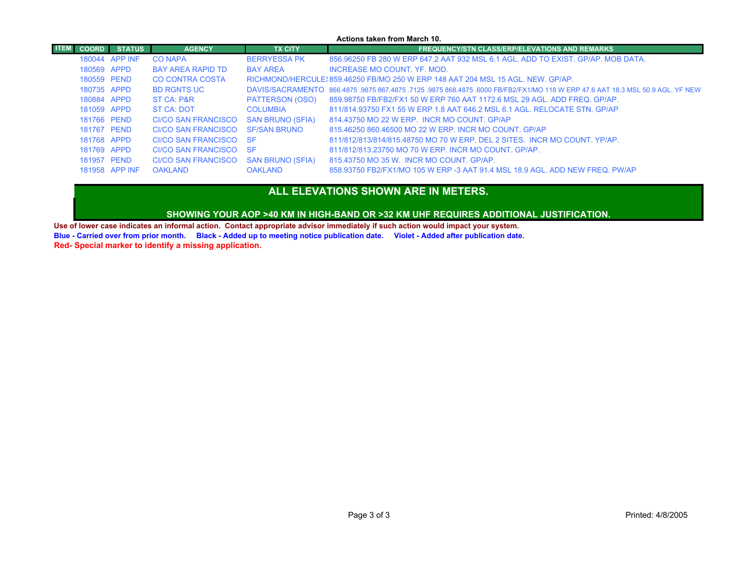**Actions taken from March 10.**

| ITEM | COORD | STATUS | AGENCY | TX CITY | FREQUENCY/STN CLASS/ERP/ELEVATIONS AND REMARKS |
|---|---|---|---|---|---|
| | 180044 | APP INF | CO NAPA | BERRYESSA PK | 856.96250 FB 280 W ERP 647.2 AAT 932 MSL 6.1 AGL. ADD TO EXIST. GP/AP. MOB DATA. |
| | 180569 | APPD | BAY AREA RAPID TD | BAY AREA | INCREASE MO COUNT. YF. MOD. |
| | 180559 | PEND | CO CONTRA COSTA | RICHMOND/HERCULES | 859.46250 FB/MO 250 W ERP 148 AAT 204 MSL 15 AGL. NEW. GP/AP. |
| | 180735 | APPD | BD RGNTS UC | DAVIS/SACRAMENTO | 866.4875 .9875 867.4875 .7125 .9875 868.4875 .6000 FB/FB2/FX1/MO 118 W ERP 47.6 AAT 18.3 MSL 50.9 AGL. YF NEW |
| | 180884 | APPD | ST CA: P&R | PATTERSON (OSO) | 859.98750 FB/FB2/FX1 50 W ERP 760 AAT 1172.6 MSL 29 AGL. ADD FREQ. GP/AP. |
| | 181059 | APPD | ST CA: DOT | COLUMBIA | 811/814.93750 FX1 55 W ERP 1.8 AAT 646.2 MSL 6.1 AGL. RELOCATE STN. GP/AP |
| | 181766 | PEND | CI/CO SAN FRANCISCO | SAN BRUNO (SFIA) | 814.43750 MO 22 W ERP. INCR MO COUNT. GP/AP |
| | 181767 | PEND | CI/CO SAN FRANCISCO | SF/SAN BRUNO | 815.46250 860.46500 MO 22 W ERP. INCR MO COUNT. GP/AP |
| | 181768 | APPD | CI/CO SAN FRANCISCO | SF | 811/812/813/814/815.48750 MO 70 W ERP. DEL 2 SITES. INCR MO COUNT. YP/AP. |
| | 181769 | APPD | CI/CO SAN FRANCISCO | SF | 811/812/813.23750 MO 70 W ERP. INCR MO COUNT. GP/AP. |
| | 181957 | PEND | CI/CO SAN FRANCISCO | SAN BRUNO (SFIA) | 815.43750 MO 35 W. INCR MO COUNT. GP/AP. |
| | 181958 | APP INF | OAKLAND | OAKLAND | 858.93750 FB2/FX1/MO 105 W ERP -3 AAT 91.4 MSL 18.9 AGL. ADD NEW FREQ. PW/AP |

**ALL ELEVATIONS SHOWN ARE IN METERS.**

**SHOWING YOUR AOP >40 KM IN HIGH-BAND OR >32 KM UHF REQUIRES ADDITIONAL JUSTIFICATION.**

**Use of lower case indicates an informal action. Contact appropriate advisor immediately if such action would impact your system.**

**Blue - Carried over from prior month. Black - Added up to meeting notice publication date. Violet - Added after publication date.**

**Red- Special marker to identify a missing application.**

Printed: 4/8/2005